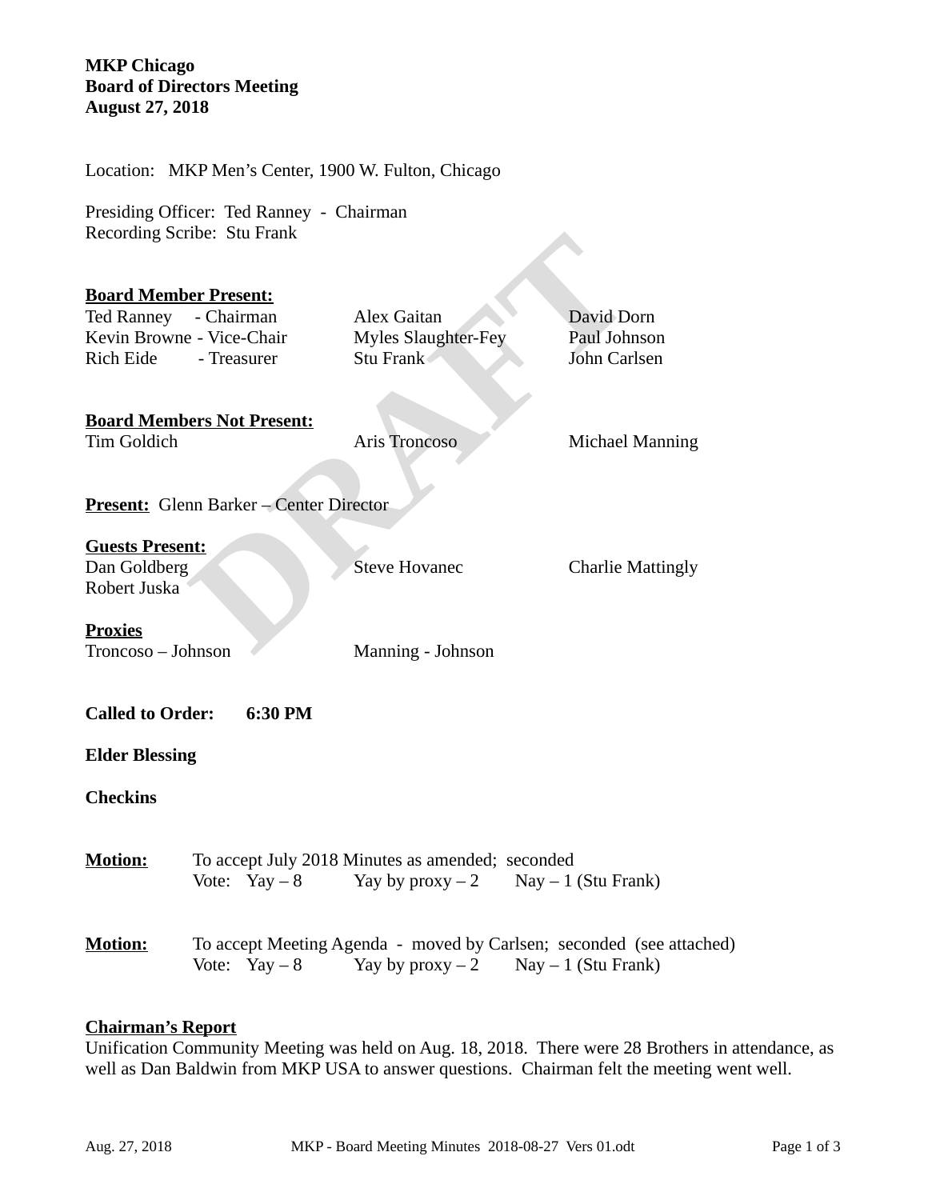**MKP Chicago**
**Board of Directors Meeting**
**August 27, 2018**

Location: MKP Men's Center, 1900 W. Fulton, Chicago

Presiding Officer: Ted Ranney - Chairman
Recording Scribe: Stu Frank

**Board Member Present:**

| | | |
|---|---|---|
| Ted Ranney - Chairman | Alex Gaitan | David Dorn |
| Kevin Browne - Vice-Chair | Myles Slaughter-Fey | Paul Johnson |
| Rich Eide - Treasurer | Stu Frank | John Carlsen |

**Board Members Not Present:**

| | | |
|---|---|---|
| Tim Goldich | Aris Troncoso | Michael Manning |

**Present:** Glenn Barker – Center Director

**Guests Present:**

| | | |
|---|---|---|
| Dan Goldberg | Steve Hovanec | Charlie Mattingly |
| Robert Juska | | |

**Proxies**

| | |
|---|---|
| Troncoso – Johnson | Manning - Johnson |

**Called to Order: 6:30 PM**

**Elder Blessing**

**Checkins**

**Motion:** To accept July 2018 Minutes as amended; seconded
Vote: Yay – 8 Yay by proxy – 2 Nay – 1 (Stu Frank)

**Motion:** To accept Meeting Agenda - moved by Carlsen; seconded (see attached)
Vote: Yay – 8 Yay by proxy – 2 Nay – 1 (Stu Frank)

**Chairman's Report**

Unification Community Meeting was held on Aug. 18, 2018. There were 28 Brothers in attendance, as well as Dan Baldwin from MKP USA to answer questions. Chairman felt the meeting went well.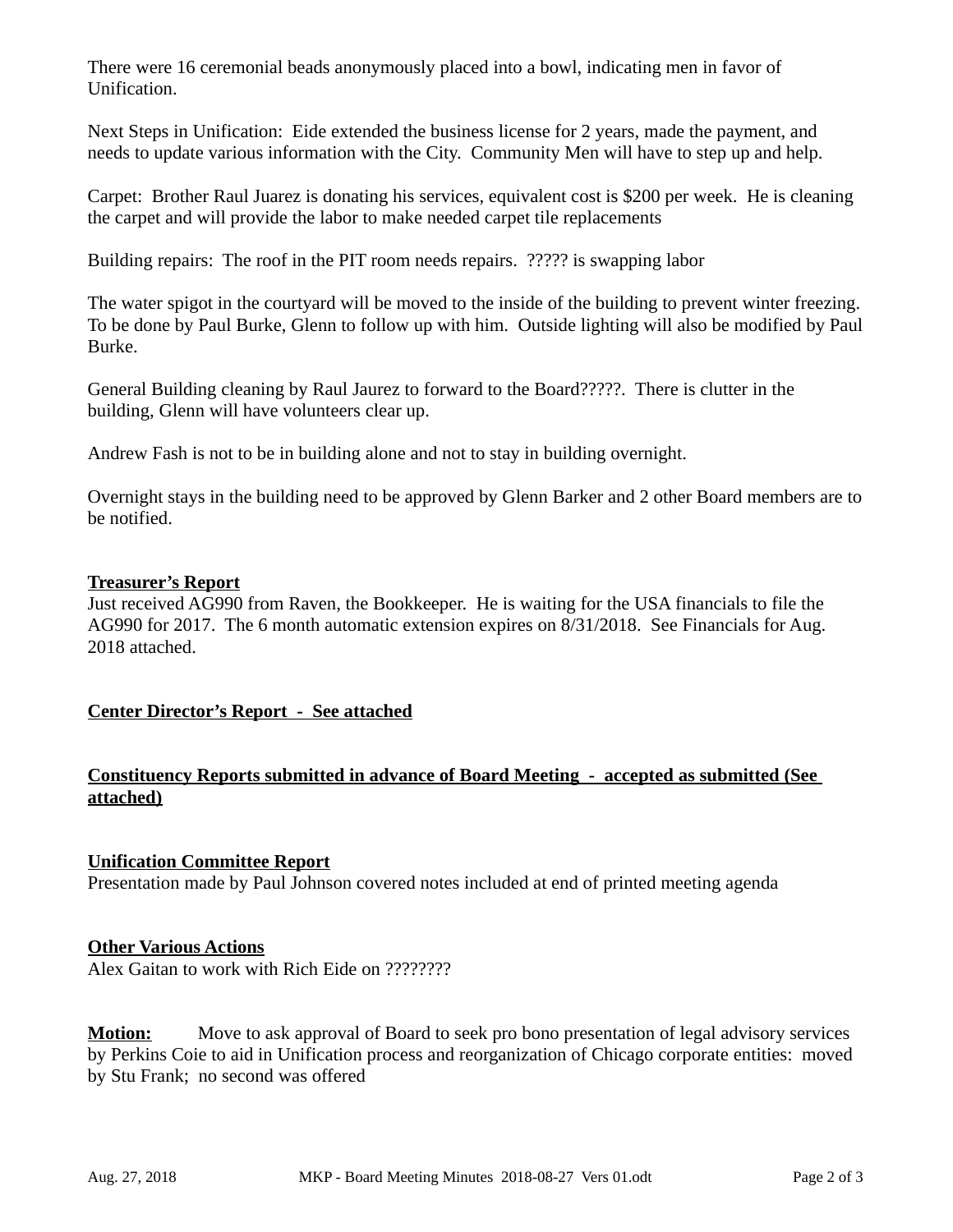There were 16 ceremonial beads anonymously placed into a bowl, indicating men in favor of Unification.

Next Steps in Unification: Eide extended the business license for 2 years, made the payment, and needs to update various information with the City. Community Men will have to step up and help.

Carpet: Brother Raul Juarez is donating his services, equivalent cost is $200 per week. He is cleaning the carpet and will provide the labor to make needed carpet tile replacements

Building repairs: The roof in the PIT room needs repairs. ????? is swapping labor

The water spigot in the courtyard will be moved to the inside of the building to prevent winter freezing. To be done by Paul Burke, Glenn to follow up with him. Outside lighting will also be modified by Paul Burke.

General Building cleaning by Raul Jaurez to forward to the Board?????. There is clutter in the building, Glenn will have volunteers clear up.

Andrew Fash is not to be in building alone and not to stay in building overnight.

Overnight stays in the building need to be approved by Glenn Barker and 2 other Board members are to be notified.

**Treasurer's Report**

Just received AG990 from Raven, the Bookkeeper. He is waiting for the USA financials to file the AG990 for 2017. The 6 month automatic extension expires on 8/31/2018. See Financials for Aug. 2018 attached.

**Center Director's Report - See attached**

**Constituency Reports submitted in advance of Board Meeting - accepted as submitted (See attached)**

**Unification Committee Report**

Presentation made by Paul Johnson covered notes included at end of printed meeting agenda

**Other Various Actions**

Alex Gaitan to work with Rich Eide on ????????

**Motion:** Move to ask approval of Board to seek pro bono presentation of legal advisory services by Perkins Coie to aid in Unification process and reorganization of Chicago corporate entities: moved by Stu Frank; no second was offered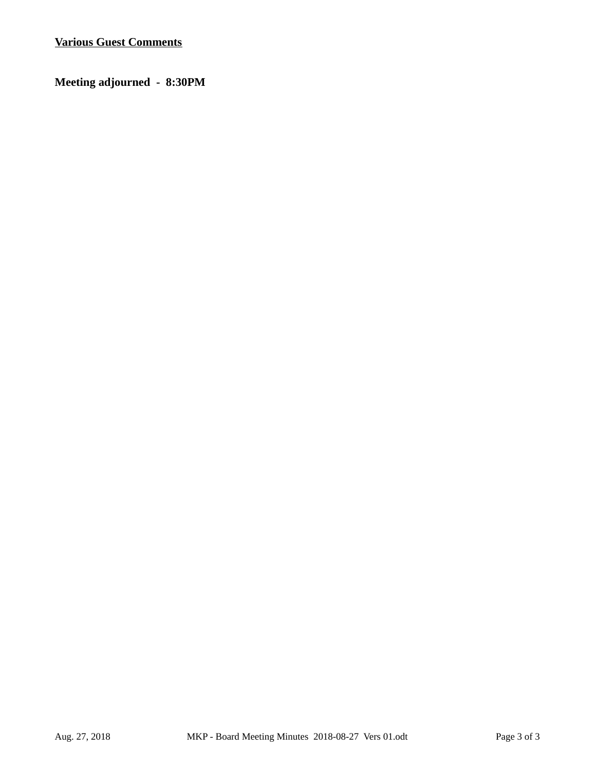**<u>Various Guest Comments</u>**

**Meeting adjourned - 8:30PM**